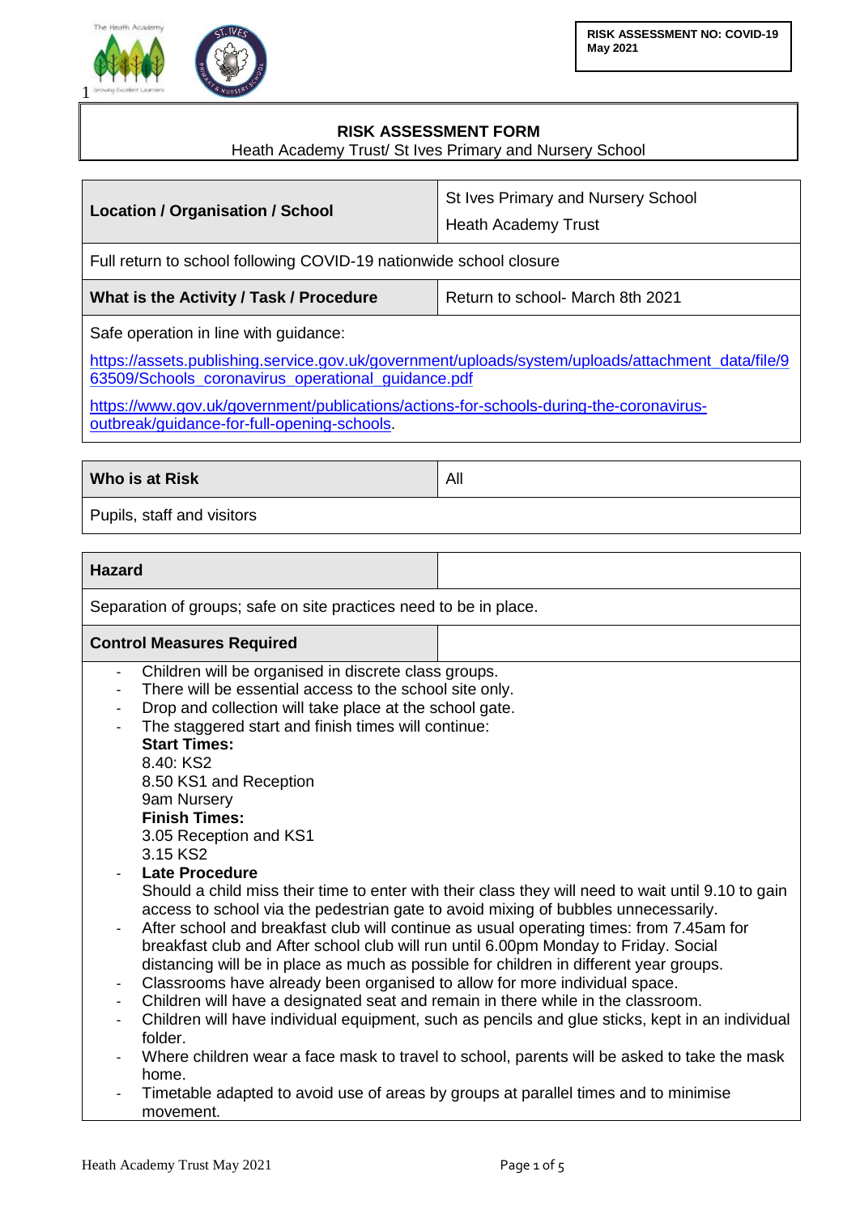**RISK ASSESSMENT NO: COVID-19**
**May 2021**

# RISK ASSESSMENT FORM

Heath Academy Trust/ St Ives Primary and Nursery School

| **Location / Organisation / School** | St Ives Primary and Nursery School<br>Heath Academy Trust |
|---|---|
| Full return to school following COVID-19 nationwide school closure | |
| **What is the Activity / Task / Procedure** | Return to school- March 8th 2021 |
| Safe operation in line with guidance:<br>https://assets.publishing.service.gov.uk/government/uploads/system/uploads/attachment_data/file/963509/Schools_coronavirus_operational_guidance.pdf<br>https://www.gov.uk/government/publications/actions-for-schools-during-the-coronavirus-outbreak/guidance-for-full-opening-schools. | |

| **Who is at Risk** | All |
|---|---|
| Pupils, staff and visitors | |

| **Hazard** | |
|---|---|
| Separation of groups; safe on site practices need to be in place. | |
| **Control Measures Required** | |

- Children will be organised in discrete class groups.
- There will be essential access to the school site only.
- Drop and collection will take place at the school gate.
- The staggered start and finish times will continue:
  **Start Times:**
  8.40: KS2
  8.50 KS1 and Reception
  9am Nursery
  **Finish Times:**
  3.05 Reception and KS1
  3.15 KS2
- **Late Procedure**
  Should a child miss their time to enter with their class they will need to wait until 9.10 to gain access to school via the pedestrian gate to avoid mixing of bubbles unnecessarily.
- After school and breakfast club will continue as usual operating times: from 7.45am for breakfast club and After school club will run until 6.00pm Monday to Friday. Social distancing will be in place as much as possible for children in different year groups.
- Classrooms have already been organised to allow for more individual space.
- Children will have a designated seat and remain in there while in the classroom.
- Children will have individual equipment, such as pencils and glue sticks, kept in an individual folder.
- Where children wear a face mask to travel to school, parents will be asked to take the mask home.
- Timetable adapted to avoid use of areas by groups at parallel times and to minimise movement.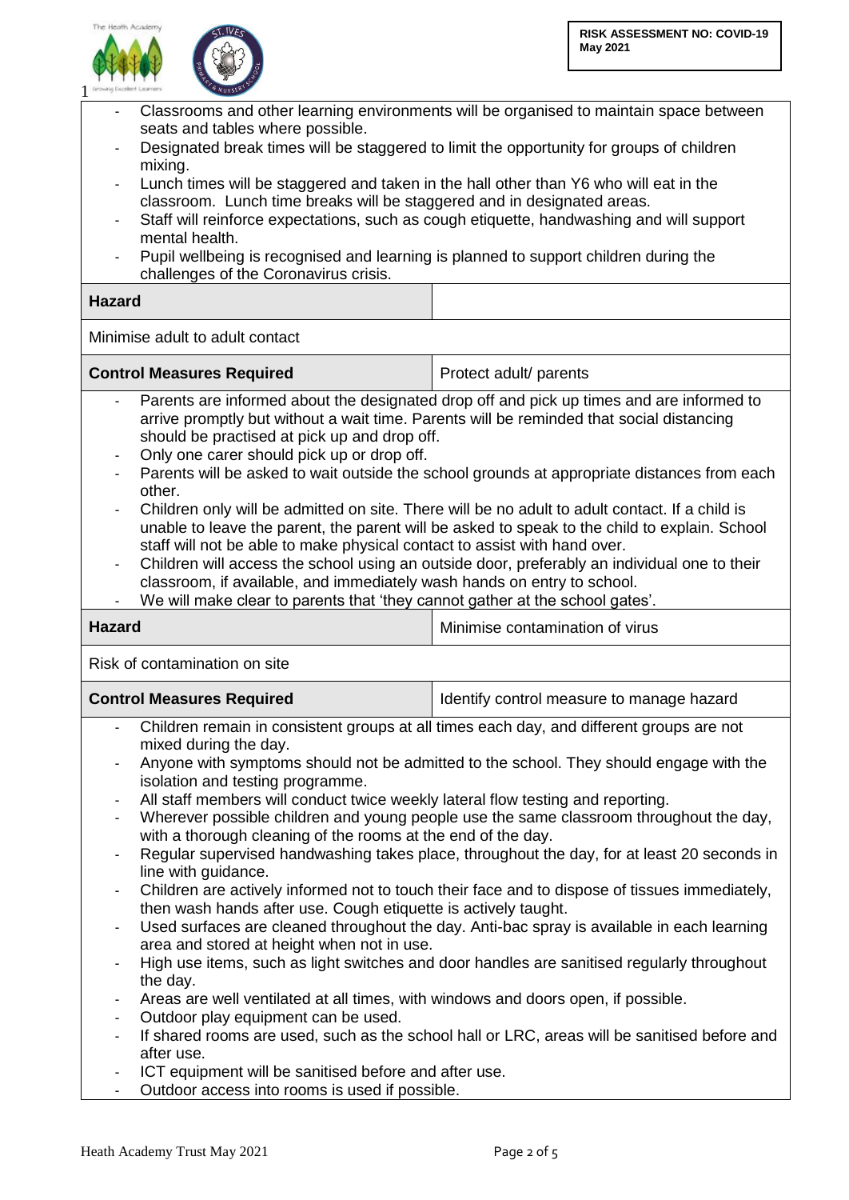- Classrooms and other learning environments will be organised to maintain space between seats and tables where possible.
- Designated break times will be staggered to limit the opportunity for groups of children mixing.
- Lunch times will be staggered and taken in the hall other than Y6 who will eat in the classroom. Lunch time breaks will be staggered and in designated areas.
- Staff will reinforce expectations, such as cough etiquette, handwashing and will support mental health.
- Pupil wellbeing is recognised and learning is planned to support children during the challenges of the Coronavirus crisis.

| **Hazard** | |
|---|---|
| Minimise adult to adult contact | |
| **Control Measures Required** | Protect adult/ parents |

- Parents are informed about the designated drop off and pick up times and are informed to arrive promptly but without a wait time. Parents will be reminded that social distancing should be practised at pick up and drop off.
- Only one carer should pick up or drop off.
- Parents will be asked to wait outside the school grounds at appropriate distances from each other.
- Children only will be admitted on site. There will be no adult to adult contact. If a child is unable to leave the parent, the parent will be asked to speak to the child to explain. School staff will not be able to make physical contact to assist with hand over.
- Children will access the school using an outside door, preferably an individual one to their classroom, if available, and immediately wash hands on entry to school.
- We will make clear to parents that 'they cannot gather at the school gates'.

| **Hazard** | Minimise contamination of virus |
|---|---|
| Risk of contamination on site | |
| **Control Measures Required** | Identify control measure to manage hazard |

- Children remain in consistent groups at all times each day, and different groups are not mixed during the day.
- Anyone with symptoms should not be admitted to the school. They should engage with the isolation and testing programme.
- All staff members will conduct twice weekly lateral flow testing and reporting.
- Wherever possible children and young people use the same classroom throughout the day, with a thorough cleaning of the rooms at the end of the day.
- Regular supervised handwashing takes place, throughout the day, for at least 20 seconds in line with guidance.
- Children are actively informed not to touch their face and to dispose of tissues immediately, then wash hands after use. Cough etiquette is actively taught.
- Used surfaces are cleaned throughout the day. Anti-bac spray is available in each learning area and stored at height when not in use.
- High use items, such as light switches and door handles are sanitised regularly throughout the day.
- Areas are well ventilated at all times, with windows and doors open, if possible.
- Outdoor play equipment can be used.
- If shared rooms are used, such as the school hall or LRC, areas will be sanitised before and after use.
- ICT equipment will be sanitised before and after use.
- Outdoor access into rooms is used if possible.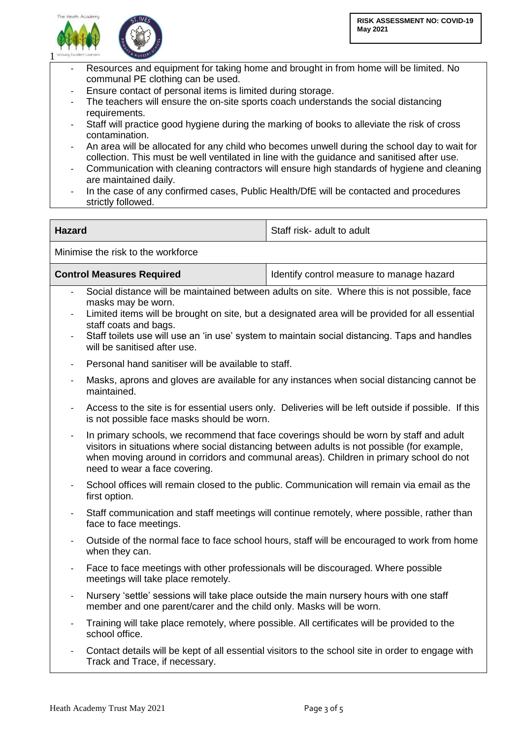- Resources and equipment for taking home and brought in from home will be limited. No communal PE clothing can be used.
- Ensure contact of personal items is limited during storage.
- The teachers will ensure the on-site sports coach understands the social distancing requirements.
- Staff will practice good hygiene during the marking of books to alleviate the risk of cross contamination.
- An area will be allocated for any child who becomes unwell during the school day to wait for collection. This must be well ventilated in line with the guidance and sanitised after use.
- Communication with cleaning contractors will ensure high standards of hygiene and cleaning are maintained daily.
- In the case of any confirmed cases, Public Health/DfE will be contacted and procedures strictly followed.

| **Hazard** | Staff risk- adult to adult |
|---|---|
| Minimise the risk to the workforce | |
| **Control Measures Required** | Identify control measure to manage hazard |

- Social distance will be maintained between adults on site. Where this is not possible, face masks may be worn.
- Limited items will be brought on site, but a designated area will be provided for all essential staff coats and bags.
- Staff toilets use will use an 'in use' system to maintain social distancing. Taps and handles will be sanitised after use.
- Personal hand sanitiser will be available to staff.
- Masks, aprons and gloves are available for any instances when social distancing cannot be maintained.
- Access to the site is for essential users only. Deliveries will be left outside if possible. If this is not possible face masks should be worn.
- In primary schools, we recommend that face coverings should be worn by staff and adult visitors in situations where social distancing between adults is not possible (for example, when moving around in corridors and communal areas). Children in primary school do not need to wear a face covering.
- School offices will remain closed to the public. Communication will remain via email as the first option.
- Staff communication and staff meetings will continue remotely, where possible, rather than face to face meetings.
- Outside of the normal face to face school hours, staff will be encouraged to work from home when they can.
- Face to face meetings with other professionals will be discouraged. Where possible meetings will take place remotely.
- Nursery 'settle' sessions will take place outside the main nursery hours with one staff member and one parent/carer and the child only. Masks will be worn.
- Training will take place remotely, where possible. All certificates will be provided to the school office.
- Contact details will be kept of all essential visitors to the school site in order to engage with Track and Trace, if necessary.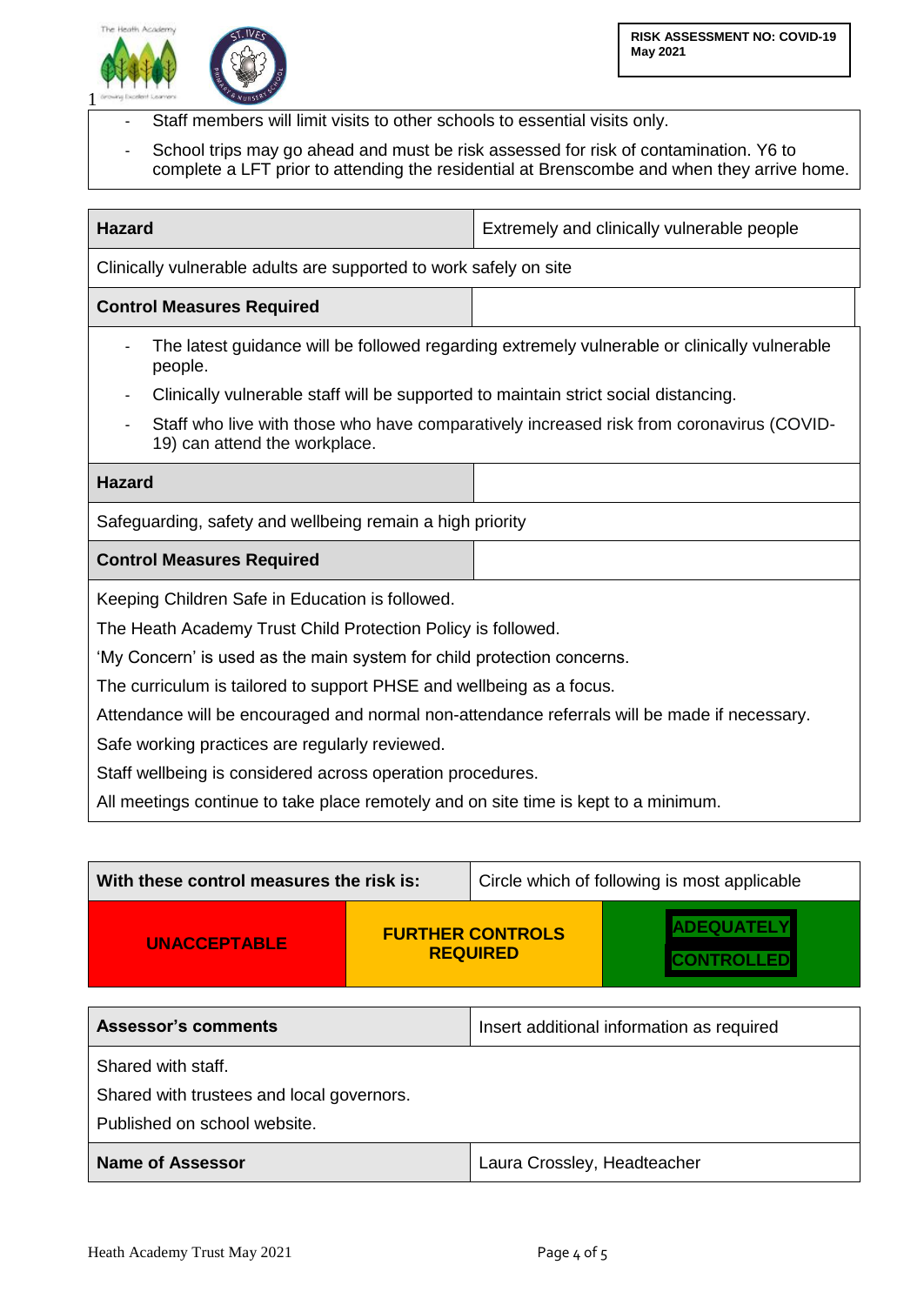- Staff members will limit visits to other schools to essential visits only.
- School trips may go ahead and must be risk assessed for risk of contamination. Y6 to complete a LFT prior to attending the residential at Brenscombe and when they arrive home.

| **Hazard** | Extremely and clinically vulnerable people |
|---|---|
| Clinically vulnerable adults are supported to work safely on site | |
| **Control Measures Required** | |

- The latest guidance will be followed regarding extremely vulnerable or clinically vulnerable people.
- Clinically vulnerable staff will be supported to maintain strict social distancing.
- Staff who live with those who have comparatively increased risk from coronavirus (COVID-19) can attend the workplace.

| **Hazard** | |
|---|---|
| Safeguarding, safety and wellbeing remain a high priority | |
| **Control Measures Required** | |

Keeping Children Safe in Education is followed.

The Heath Academy Trust Child Protection Policy is followed.

'My Concern' is used as the main system for child protection concerns.

The curriculum is tailored to support PHSE and wellbeing as a focus.

Attendance will be encouraged and normal non-attendance referrals will be made if necessary.

Safe working practices are regularly reviewed.

Staff wellbeing is considered across operation procedures.

All meetings continue to take place remotely and on site time is kept to a minimum.

| **With these control measures the risk is:** | Circle which of following is most applicable | |
|---|---|---|
| **UNACCEPTABLE** | **FURTHER CONTROLS REQUIRED** | **ADEQUATELY CONTROLLED** |

| **Assessor's comments** | Insert additional information as required |
|---|---|
| Shared with staff.<br>Shared with trustees and local governors.<br>Published on school website. | |
| **Name of Assessor** | Laura Crossley, Headteacher |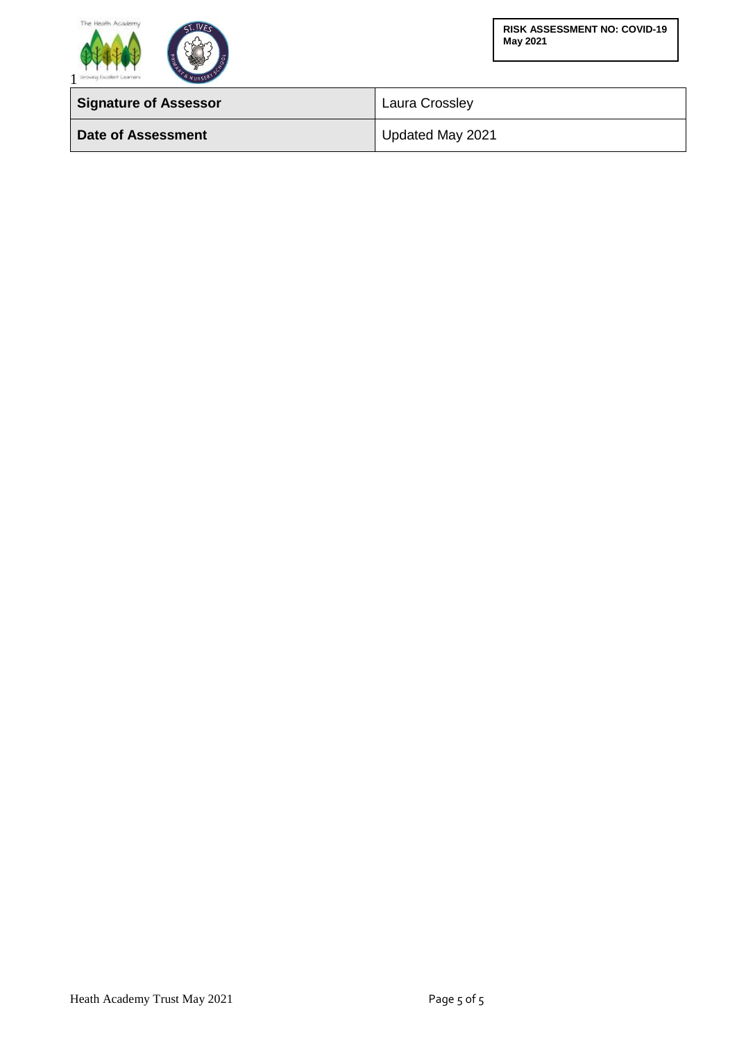**RISK ASSESSMENT NO: COVID-19**
**May 2021**

| | |
|---|---|
| **Signature of Assessor** | Laura Crossley |
| **Date of Assessment** | Updated May 2021 |